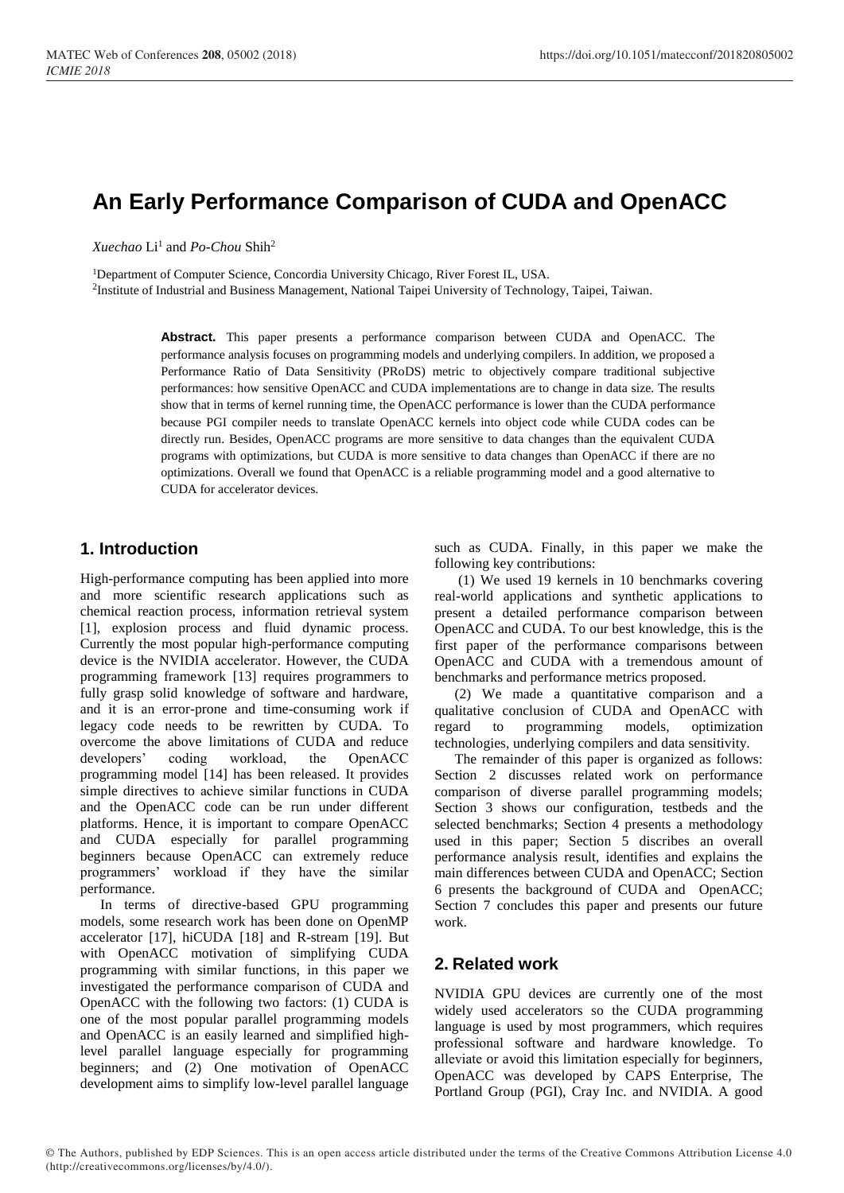# An Early Performance Comparison of CUDA and OpenACC

*Xuechao* Li[1] and *Po-Chou* Shih[2]

[1]Department of Computer Science, Concordia University Chicago, River Forest IL, USA.
[2]Institute of Industrial and Business Management, National Taipei University of Technology, Taipei, Taiwan.

**Abstract.** This paper presents a performance comparison between CUDA and OpenACC. The performance analysis focuses on programming models and underlying compilers. In addition, we proposed a Performance Ratio of Data Sensitivity (PRoDS) metric to objectively compare traditional subjective performances: how sensitive OpenACC and CUDA implementations are to change in data size. The results show that in terms of kernel running time, the OpenACC performance is lower than the CUDA performance because PGI compiler needs to translate OpenACC kernels into object code while CUDA codes can be directly run. Besides, OpenACC programs are more sensitive to data changes than the equivalent CUDA programs with optimizations, but CUDA is more sensitive to data changes than OpenACC if there are no optimizations. Overall we found that OpenACC is a reliable programming model and a good alternative to CUDA for accelerator devices.

## 1. Introduction

High-performance computing has been applied into more and more scientific research applications such as chemical reaction process, information retrieval system [1], explosion process and fluid dynamic process. Currently the most popular high-performance computing device is the NVIDIA accelerator. However, the CUDA programming framework [13] requires programmers to fully grasp solid knowledge of software and hardware, and it is an error-prone and time-consuming work if legacy code needs to be rewritten by CUDA. To overcome the above limitations of CUDA and reduce developers' coding workload, the OpenACC programming model [14] has been released. It provides simple directives to achieve similar functions in CUDA and the OpenACC code can be run under different platforms. Hence, it is important to compare OpenACC and CUDA especially for parallel programming beginners because OpenACC can extremely reduce programmers' workload if they have the similar performance.

In terms of directive-based GPU programming models, some research work has been done on OpenMP accelerator [17], hiCUDA [18] and R-stream [19]. But with OpenACC motivation of simplifying CUDA programming with similar functions, in this paper we investigated the performance comparison of CUDA and OpenACC with the following two factors: (1) CUDA is one of the most popular parallel programming models and OpenACC is an easily learned and simplified high-level parallel language especially for programming beginners; and (2) One motivation of OpenACC development aims to simplify low-level parallel language such as CUDA. Finally, in this paper we make the following key contributions:

(1) We used 19 kernels in 10 benchmarks covering real-world applications and synthetic applications to present a detailed performance comparison between OpenACC and CUDA. To our best knowledge, this is the first paper of the performance comparisons between OpenACC and CUDA with a tremendous amount of benchmarks and performance metrics proposed.

(2) We made a quantitative comparison and a qualitative conclusion of CUDA and OpenACC with regard to programming models, optimization technologies, underlying compilers and data sensitivity.

The remainder of this paper is organized as follows: Section 2 discusses related work on performance comparison of diverse parallel programming models; Section 3 shows our configuration, testbeds and the selected benchmarks; Section 4 presents a methodology used in this paper; Section 5 discribes an overall performance analysis result, identifies and explains the main differences between CUDA and OpenACC; Section 6 presents the background of CUDA and OpenACC; Section 7 concludes this paper and presents our future work.

## 2. Related work

NVIDIA GPU devices are currently one of the most widely used accelerators so the CUDA programming language is used by most programmers, which requires professional software and hardware knowledge. To alleviate or avoid this limitation especially for beginners, OpenACC was developed by CAPS Enterprise, The Portland Group (PGI), Cray Inc. and NVIDIA. A good

© The Authors, published by EDP Sciences. This is an open access article distributed under the terms of the Creative Commons Attribution License 4.0 (http://creativecommons.org/licenses/by/4.0/).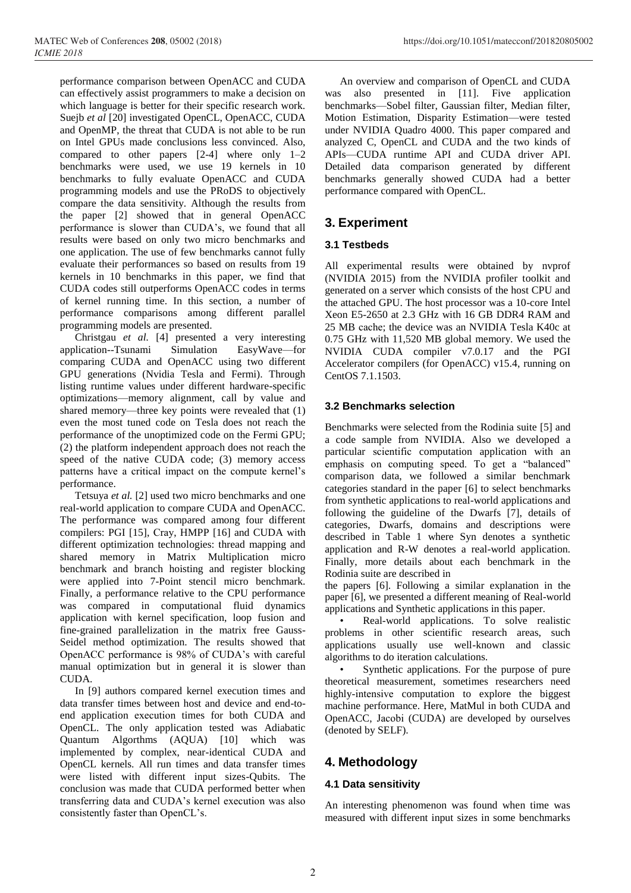performance comparison between OpenACC and CUDA can effectively assist programmers to make a decision on which language is better for their specific research work. Suejb *et al* [20] investigated OpenCL, OpenACC, CUDA and OpenMP, the threat that CUDA is not able to be run on Intel GPUs made conclusions less convinced. Also, compared to other papers [2-4] where only 1–2 benchmarks were used, we use 19 kernels in 10 benchmarks to fully evaluate OpenACC and CUDA programming models and use the PRoDS to objectively compare the data sensitivity. Although the results from the paper [2] showed that in general OpenACC performance is slower than CUDA's, we found that all results were based on only two micro benchmarks and one application. The use of few benchmarks cannot fully evaluate their performances so based on results from 19 kernels in 10 benchmarks in this paper, we find that CUDA codes still outperforms OpenACC codes in terms of kernel running time. In this section, a number of performance comparisons among different parallel programming models are presented.

Christgau *et al.* [4] presented a very interesting application--Tsunami Simulation EasyWave—for comparing CUDA and OpenACC using two different GPU generations (Nvidia Tesla and Fermi). Through listing runtime values under different hardware-specific optimizations—memory alignment, call by value and shared memory—three key points were revealed that (1) even the most tuned code on Tesla does not reach the performance of the unoptimized code on the Fermi GPU; (2) the platform independent approach does not reach the speed of the native CUDA code; (3) memory access patterns have a critical impact on the compute kernel's performance.

Tetsuya *et al.* [2] used two micro benchmarks and one real-world application to compare CUDA and OpenACC. The performance was compared among four different compilers: PGI [15], Cray, HMPP [16] and CUDA with different optimization technologies: thread mapping and shared memory in Matrix Multiplication micro benchmark and branch hoisting and register blocking were applied into 7-Point stencil micro benchmark. Finally, a performance relative to the CPU performance was compared in computational fluid dynamics application with kernel specification, loop fusion and fine-grained parallelization in the matrix free Gauss-Seidel method optimization. The results showed that OpenACC performance is 98% of CUDA's with careful manual optimization but in general it is slower than CUDA.

In [9] authors compared kernel execution times and data transfer times between host and device and end-to-end application execution times for both CUDA and OpenCL. The only application tested was Adiabatic Quantum Algorithms (AQUA) [10] which was implemented by complex, near-identical CUDA and OpenCL kernels. All run times and data transfer times were listed with different input sizes-Qubits. The conclusion was made that CUDA performed better when transferring data and CUDA's kernel execution was also consistently faster than OpenCL's.

An overview and comparison of OpenCL and CUDA was also presented in [11]. Five application benchmarks—Sobel filter, Gaussian filter, Median filter, Motion Estimation, Disparity Estimation—were tested under NVIDIA Quadro 4000. This paper compared and analyzed C, OpenCL and CUDA and the two kinds of APIs—CUDA runtime API and CUDA driver API. Detailed data comparison generated by different benchmarks generally showed CUDA had a better performance compared with OpenCL.

## 3. Experiment

### 3.1 Testbeds

All experimental results were obtained by nvprof (NVIDIA 2015) from the NVIDIA profiler toolkit and generated on a server which consists of the host CPU and the attached GPU. The host processor was a 10-core Intel Xeon E5-2650 at 2.3 GHz with 16 GB DDR4 RAM and 25 MB cache; the device was an NVIDIA Tesla K40c at 0.75 GHz with 11,520 MB global memory. We used the NVIDIA CUDA compiler v7.0.17 and the PGI Accelerator compilers (for OpenACC) v15.4, running on CentOS 7.1.1503.

### 3.2 Benchmarks selection

Benchmarks were selected from the Rodinia suite [5] and a code sample from NVIDIA. Also we developed a particular scientific computation application with an emphasis on computing speed. To get a "balanced" comparison data, we followed a similar benchmark categories standard in the paper [6] to select benchmarks from synthetic applications to real-world applications and following the guideline of the Dwarfs [7], details of categories, Dwarfs, domains and descriptions were described in Table 1 where Syn denotes a synthetic application and R-W denotes a real-world application. Finally, more details about each benchmark in the Rodinia suite are described in the papers [6]. Following a similar explanation in the paper [6], we presented a different meaning of Real-world applications and Synthetic applications in this paper.

- Real-world applications. To solve realistic problems in other scientific research areas, such applications usually use well-known and classic algorithms to do iteration calculations.
- Synthetic applications. For the purpose of pure theoretical measurement, sometimes researchers need highly-intensive computation to explore the biggest machine performance. Here, MatMul in both CUDA and OpenACC, Jacobi (CUDA) are developed by ourselves (denoted by SELF).

## 4. Methodology

### 4.1 Data sensitivity

An interesting phenomenon was found when time was measured with different input sizes in some benchmarks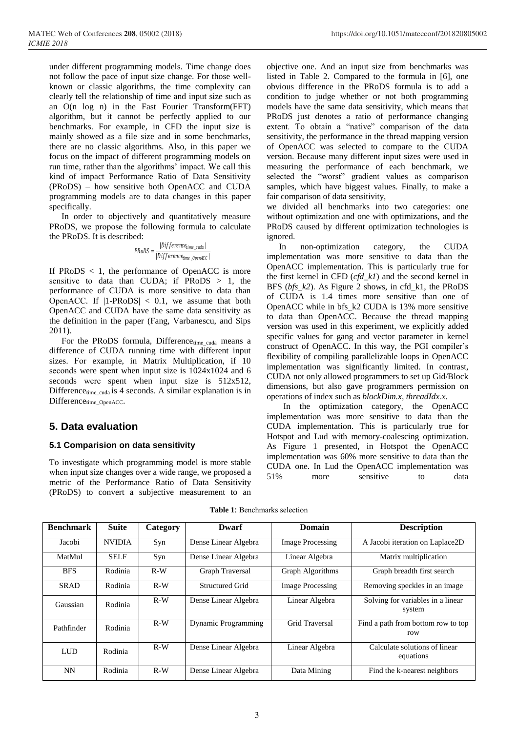under different programming models. Time change does not follow the pace of input size change. For those well-known or classic algorithms, the time complexity can clearly tell the relationship of time and input size such as an O(n log n) in the Fast Fourier Transform(FFT) algorithm, but it cannot be perfectly applied to our benchmarks. For example, in CFD the input size is mainly showed as a file size and in some benchmarks, there are no classic algorithms. Also, in this paper we focus on the impact of different programming models on run time, rather than the algorithms' impact. We call this kind of impact Performance Ratio of Data Sensitivity (PRoDS) – how sensitive both OpenACC and CUDA programming models are to data changes in this paper specifically.

In order to objectively and quantitatively measure PRoDS, we propose the following formula to calculate the PRoDS. It is described:

$$PRoDS = \frac{|Difference_{time\_cuda}|}{|Difference_{time\_OpenACC}|}$$

If PRoDS < 1, the performance of OpenACC is more sensitive to data than CUDA; if PRoDS > 1, the performance of CUDA is more sensitive to data than OpenACC. If $|1\text{-PRoDS}| < 0.1$, we assume that both OpenACC and CUDA have the same data sensitivity as the definition in the paper (Fang, Varbanescu, and Sips 2011).

For the PRoDS formula, $Difference_{time\_cuda}$ means a difference of CUDA running time with different input sizes. For example, in Matrix Multiplication, if 10 seconds were spent when input size is 1024x1024 and 6 seconds were spent when input size is 512x512, $Difference_{time\_cuda}$ is 4 seconds. A similar explanation is in $Difference_{time\_OpenACC}$.

## 5. Data evaluation

### 5.1 Comparision on data sensitivity

To investigate which programming model is more stable when input size changes over a wide range, we proposed a metric of the Performance Ratio of Data Sensitivity (PRoDS) to convert a subjective measurement to an objective one. And an input size from benchmarks was listed in Table 2. Compared to the formula in [6], one obvious difference in the PRoDS formula is to add a condition to judge whether or not both programming models have the same data sensitivity, which means that PRoDS just denotes a ratio of performance changing extent. To obtain a "native" comparison of the data sensitivity, the performance in the thread mapping version of OpenACC was selected to compare to the CUDA version. Because many different input sizes were used in measuring the performance of each benchmark, we selected the "worst" gradient values as comparison samples, which have biggest values. Finally, to make a fair comparison of data sensitivity,

we divided all benchmarks into two categories: one without optimization and one with optimizations, and the PRoDS caused by different optimization technologies is ignored.

In non-optimization category, the CUDA implementation was more sensitive to data than the OpenACC implementation. This is particularly true for the first kernel in CFD (*cfd_k1*) and the second kernel in BFS (*bfs_k2*). As Figure 2 shows, in cfd_k1, the PRoDS of CUDA is 1.4 times more sensitive than one of OpenACC while in bfs_k2 CUDA is 13% more sensitive to data than OpenACC. Because the thread mapping version was used in this experiment, we explicitly added specific values for gang and vector parameter in kernel construct of OpenACC. In this way, the PGI compiler's flexibility of compiling parallelizable loops in OpenACC implementation was significantly limited. In contrast, CUDA not only allowed programmers to set up Gid/Block dimensions, but also gave programmers permission on operations of index such as *blockDim.x*, *threadIdx.x*.

In the optimization category, the OpenACC implementation was more sensitive to data than the CUDA implementation. This is particularly true for Hotspot and Lud with memory-coalescing optimization. As Figure 1 presented, in Hotspot the OpenACC implementation was 60% more sensitive to data than the CUDA one. In Lud the OpenACC implementation was 51% more sensitive to data

**Table 1**: Benchmarks selection

| Benchmark | Suite | Category | Dwarf | Domain | Description |
|---|---|---|---|---|---|
| Jacobi | NVIDIA | Syn | Dense Linear Algebra | Image Processing | A Jacobi iteration on Laplace2D |
| MatMul | SELF | Syn | Dense Linear Algebra | Linear Algebra | Matrix multiplication |
| BFS | Rodinia | R-W | Graph Traversal | Graph Algorithms | Graph breadth first search |
| SRAD | Rodinia | R-W | Structured Grid | Image Processing | Removing speckles in an image |
| Gaussian | Rodinia | R-W | Dense Linear Algebra | Linear Algebra | Solving for variables in a linear system |
| Pathfinder | Rodinia | R-W | Dynamic Programming | Grid Traversal | Find a path from bottom row to top row |
| LUD | Rodinia | R-W | Dense Linear Algebra | Linear Algebra | Calculate solutions of linear equations |
| NN | Rodinia | R-W | Dense Linear Algebra | Data Mining | Find the k-nearest neighbors |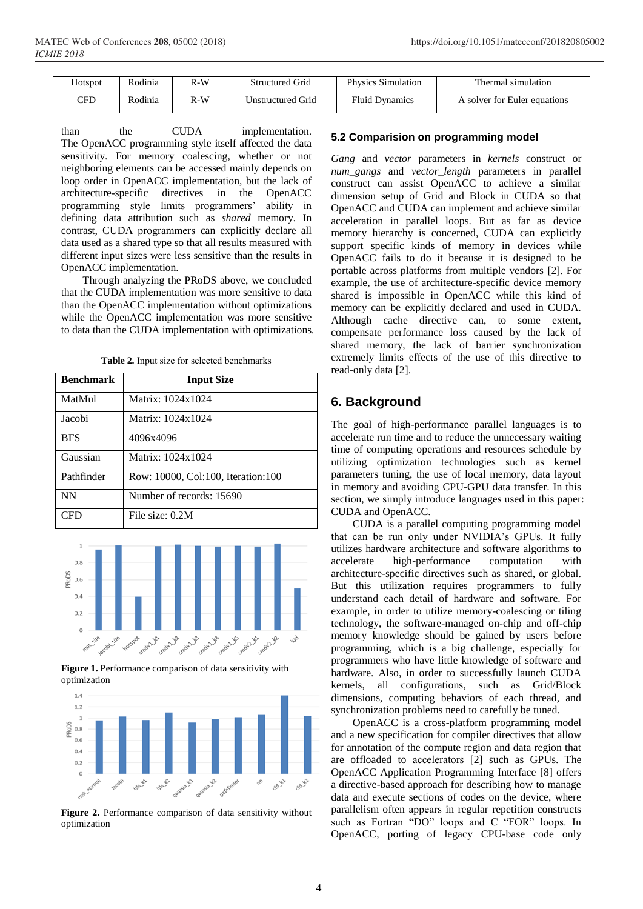| Hotspot | Rodinia | R-W | Structured Grid | Physics Simulation | Thermal simulation |
|---|---|---|---|---|---|
| CFD | Rodinia | R-W | Unstructured Grid | Fluid Dynamics | A solver for Euler equations |

than the CUDA implementation. The OpenACC programming style itself affected the data sensitivity. For memory coalescing, whether or not neighboring elements can be accessed mainly depends on loop order in OpenACC implementation, but the lack of architecture-specific directives in the OpenACC programming style limits programmers' ability in defining data attribution such as *shared* memory. In contrast, CUDA programmers can explicitly declare all data used as a shared type so that all results measured with different input sizes were less sensitive than the results in OpenACC implementation.

Through analyzing the PRoDS above, we concluded that the CUDA implementation was more sensitive to data than the OpenACC implementation without optimizations while the OpenACC implementation was more sensitive to data than the CUDA implementation with optimizations.

**Table 2.** Input size for selected benchmarks

| Benchmark | Input Size |
|---|---|
| MatMul | Matrix: 1024x1024 |
| Jacobi | Matrix: 1024x1024 |
| BFS | 4096x4096 |
| Gaussian | Matrix: 1024x1024 |
| Pathfinder | Row: 10000, Col:100, Iteration:100 |
| NN | Number of records: 15690 |
| CFD | File size: 0.2M |

PRoDS
1
0.8
0.6
0.4
0.2
0
mat_tile
Jacobi_tile
hotspot
srad_v1_k1
srad_v1_k2
srad_v1_k3
srad_v1_k4
srad_v1_k5
srad_v2_k1
srad_v2_k2
lud

**Figure 1.** Performance comparison of data sensitivity with optimization

PRoDS
1.4
1.2
1
0.8
0.6
0.4
0.2
0
mat_normal
Jacobi
bfs_k1
bfs_k2
gaussia_k1
gaussia_k2
pathfinder
nn
cfd_k1
cfd_k2

**Figure 2.** Performance comparison of data sensitivity without optimization

### 5.2 Comparision on programming model

*Gang* and *vector* parameters in *kernels* construct or *num_gangs* and *vector_length* parameters in parallel construct can assist OpenACC to achieve a similar dimension setup of Grid and Block in CUDA so that OpenACC and CUDA can implement and achieve similar acceleration in parallel loops. But as far as device memory hierarchy is concerned, CUDA can explicitly support specific kinds of memory in devices while OpenACC fails to do it because it is designed to be portable across platforms from multiple vendors [2]. For example, the use of architecture-specific device memory shared is impossible in OpenACC while this kind of memory can be explicitly declared and used in CUDA. Although cache directive can, to some extent, compensate performance loss caused by the lack of shared memory, the lack of barrier synchronization extremely limits effects of the use of this directive to read-only data [2].

## 6. Background

The goal of high-performance parallel languages is to accelerate run time and to reduce the unnecessary waiting time of computing operations and resources schedule by utilizing optimization technologies such as kernel parameters tuning, the use of local memory, data layout in memory and avoiding CPU-GPU data transfer. In this section, we simply introduce languages used in this paper: CUDA and OpenACC.

CUDA is a parallel computing programming model that can be run only under NVIDIA's GPUs. It fully utilizes hardware architecture and software algorithms to accelerate high-performance computation with architecture-specific directives such as shared, or global. But this utilization requires programmers to fully understand each detail of hardware and software. For example, in order to utilize memory-coalescing or tiling technology, the software-managed on-chip and off-chip memory knowledge should be gained by users before programming, which is a big challenge, especially for programmers who have little knowledge of software and hardware. Also, in order to successfully launch CUDA kernels, all configurations, such as Grid/Block dimensions, computing behaviors of each thread, and synchronization problems need to carefully be tuned.

OpenACC is a cross-platform programming model and a new specification for compiler directives that allow for annotation of the compute region and data region that are offloaded to accelerators [2] such as GPUs. The OpenACC Application Programming Interface [8] offers a directive-based approach for describing how to manage data and execute sections of codes on the device, where parallelism often appears in regular repetition constructs such as Fortran "DO" loops and C "FOR" loops. In OpenACC, porting of legacy CPU-base code only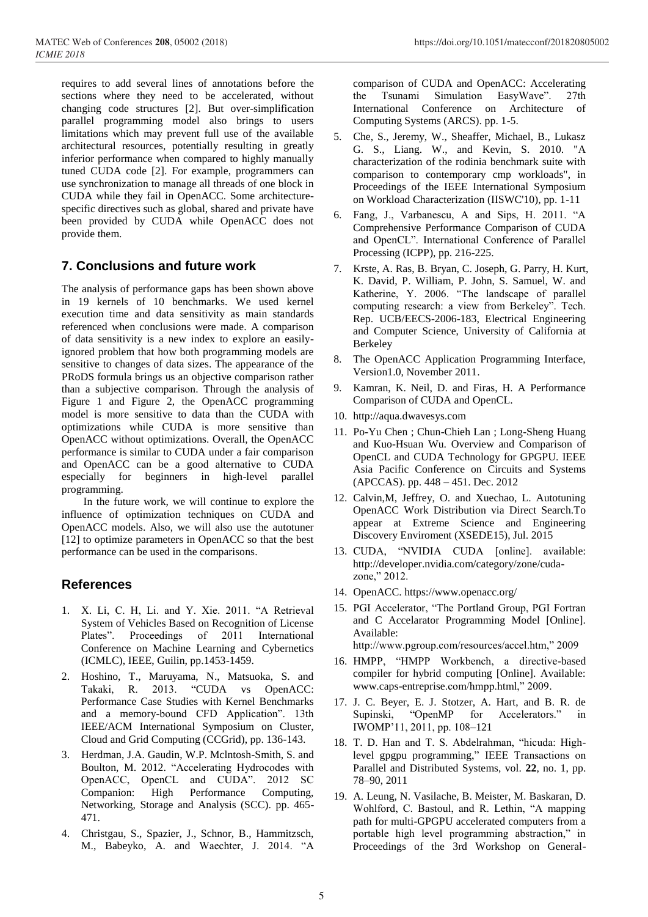requires to add several lines of annotations before the sections where they need to be accelerated, without changing code structures [2]. But over-simplification parallel programming model also brings to users limitations which may prevent full use of the available architectural resources, potentially resulting in greatly inferior performance when compared to highly manually tuned CUDA code [2]. For example, programmers can use synchronization to manage all threads of one block in CUDA while they fail in OpenACC. Some architecture-specific directives such as global, shared and private have been provided by CUDA while OpenACC does not provide them.

## 7. Conclusions and future work

The analysis of performance gaps has been shown above in 19 kernels of 10 benchmarks. We used kernel execution time and data sensitivity as main standards referenced when conclusions were made. A comparison of data sensitivity is a new index to explore an easily-ignored problem that how both programming models are sensitive to changes of data sizes. The appearance of the PRoDS formula brings us an objective comparison rather than a subjective comparison. Through the analysis of Figure 1 and Figure 2, the OpenACC programming model is more sensitive to data than the CUDA with optimizations while CUDA is more sensitive than OpenACC without optimizations. Overall, the OpenACC performance is similar to CUDA under a fair comparison and OpenACC can be a good alternative to CUDA especially for beginners in high-level parallel programming.

In the future work, we will continue to explore the influence of optimization techniques on CUDA and OpenACC models. Also, we will also use the autotuner [12] to optimize parameters in OpenACC so that the best performance can be used in the comparisons.

## References

1. X. Li, C. H, Li. and Y. Xie. 2011. "A Retrieval System of Vehicles Based on Recognition of License Plates". Proceedings of 2011 International Conference on Machine Learning and Cybernetics (ICMLC), IEEE, Guilin, pp.1453-1459.
2. Hoshino, T., Maruyama, N., Matsuoka, S. and Takaki, R. 2013. "CUDA vs OpenACC: Performance Case Studies with Kernel Benchmarks and a memory-bound CFD Application". 13th IEEE/ACM International Symposium on Cluster, Cloud and Grid Computing (CCGrid), pp. 136-143.
3. Herdman, J.A. Gaudin, W.P. Mclntosh-Smith, S. and Boulton, M. 2012. "Accelerating Hydrocodes with OpenACC, OpenCL and CUDA". 2012 SC Companion: High Performance Computing, Networking, Storage and Analysis (SCC). pp. 465-471.
4. Christgau, S., Spazier, J., Schnor, B., Hammitzsch, M., Babeyko, A. and Waechter, J. 2014. "A comparison of CUDA and OpenACC: Accelerating the Tsunami Simulation EasyWave". 27th International Conference on Architecture of Computing Systems (ARCS). pp. 1-5.
5. Che, S., Jeremy, W., Sheaffer, Michael, B., Lukasz G. S., Liang. W., and Kevin, S. 2010. "A characterization of the rodinia benchmark suite with comparison to contemporary cmp workloads", in Proceedings of the IEEE International Symposium on Workload Characterization (IISWC'10), pp. 1-11
6. Fang, J., Varbanescu, A and Sips, H. 2011. "A Comprehensive Performance Comparison of CUDA and OpenCL". International Conference of Parallel Processing (ICPP), pp. 216-225.
7. Krste, A. Ras, B. Bryan, C. Joseph, G. Parry, H. Kurt, K. David, P. William, P. John, S. Samuel, W. and Katherine, Y. 2006. "The landscape of parallel computing research: a view from Berkeley". Tech. Rep. UCB/EECS-2006-183, Electrical Engineering and Computer Science, University of California at Berkeley
8. The OpenACC Application Programming Interface, Version1.0, November 2011.
9. Kamran, K. Neil, D. and Firas, H. A Performance Comparison of CUDA and OpenCL.
10. http://aqua.dwavesys.com
11. Po-Yu Chen ; Chun-Chieh Lan ; Long-Sheng Huang and Kuo-Hsuan Wu. Overview and Comparison of OpenCL and CUDA Technology for GPGPU. IEEE Asia Pacific Conference on Circuits and Systems (APCCAS). pp. 448 – 451. Dec. 2012
12. Calvin,M, Jeffrey, O. and Xuechao, L. Autotuning OpenACC Work Distribution via Direct Search.To appear at Extreme Science and Engineering Discovery Enviroment (XSEDE15), Jul. 2015
13. CUDA, "NVIDIA CUDA [online]. available: http://developer.nvidia.com/category/zone/cuda-zone," 2012.
14. OpenACC. https://www.openacc.org/
15. PGI Accelerator, "The Portland Group, PGI Fortran and C Accelarator Programming Model [Online]. Available: http://www.pgroup.com/resources/accel.htm," 2009
16. HMPP, "HMPP Workbench, a directive-based compiler for hybrid computing [Online]. Available: www.caps-entreprise.com/hmpp.html," 2009.
17. J. C. Beyer, E. J. Stotzer, A. Hart, and B. R. de Supinski, "OpenMP for Accelerators." in IWOMP'11, 2011, pp. 108–121
18. T. D. Han and T. S. Abdelrahman, "hicuda: High-level gpgpu programming," IEEE Transactions on Parallel and Distributed Systems, vol. **22**, no. 1, pp. 78–90, 2011
19. A. Leung, N. Vasilache, B. Meister, M. Baskaran, D. Wohlford, C. Bastoul, and R. Lethin, "A mapping path for multi-GPGPU accelerated computers from a portable high level programming abstraction," in Proceedings of the 3rd Workshop on General-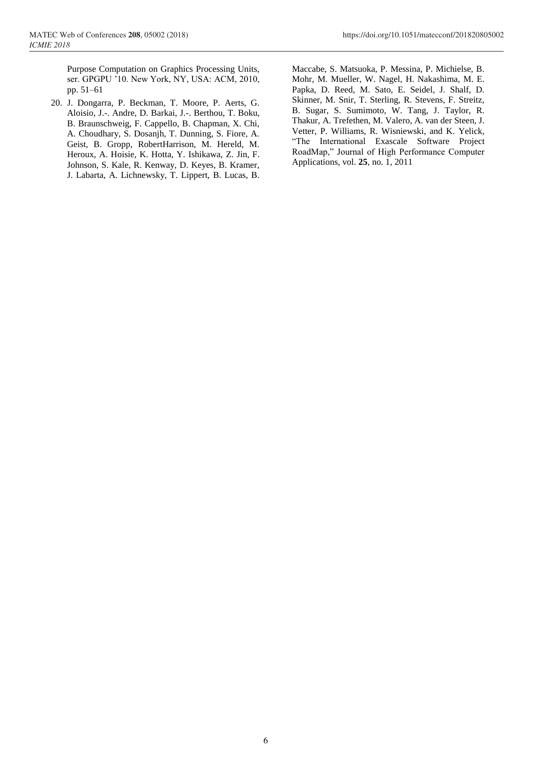Purpose Computation on Graphics Processing Units, ser. GPGPU '10. New York, NY, USA: ACM, 2010, pp. 51–61

20. J. Dongarra, P. Beckman, T. Moore, P. Aerts, G. Aloisio, J.-. Andre, D. Barkai, J.-. Berthou, T. Boku, B. Braunschweig, F. Cappello, B. Chapman, X. Chi, A. Choudhary, S. Dosanjh, T. Dunning, S. Fiore, A. Geist, B. Gropp, RobertHarrison, M. Hereld, M. Heroux, A. Hoisie, K. Hotta, Y. Ishikawa, Z. Jin, F. Johnson, S. Kale, R. Kenway, D. Keyes, B. Kramer, J. Labarta, A. Lichnewsky, T. Lippert, B. Lucas, B. Maccabe, S. Matsuoka, P. Messina, P. Michielse, B. Mohr, M. Mueller, W. Nagel, H. Nakashima, M. E. Papka, D. Reed, M. Sato, E. Seidel, J. Shalf, D. Skinner, M. Snir, T. Sterling, R. Stevens, F. Streitz, B. Sugar, S. Sumimoto, W. Tang, J. Taylor, R. Thakur, A. Trefethen, M. Valero, A. van der Steen, J. Vetter, P. Williams, R. Wisniewski, and K. Yelick, "The International Exascale Software Project RoadMap," Journal of High Performance Computer Applications, vol. **25**, no. 1, 2011